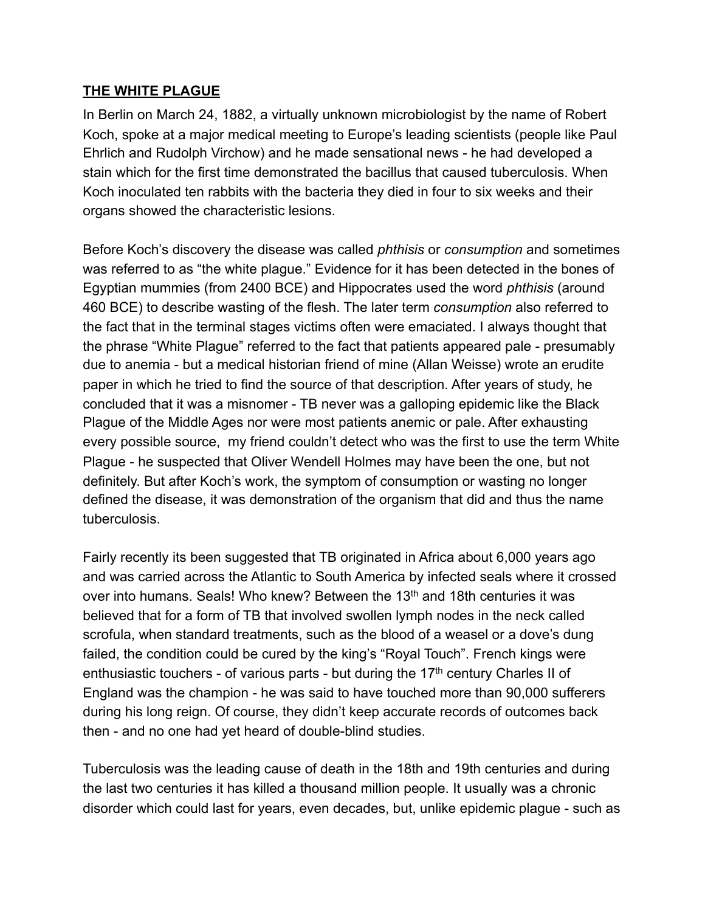## THE WHITE PLAGUE

In Berlin on March 24, 1882, a virtually unknown microbiologist by the name of Robert Koch, spoke at a major medical meeting to Europe's leading scientists (people like Paul Ehrlich and Rudolph Virchow) and he made sensational news - he had developed a stain which for the first time demonstrated the bacillus that caused tuberculosis. When Koch inoculated ten rabbits with the bacteria they died in four to six weeks and their organs showed the characteristic lesions.

Before Koch's discovery the disease was called *phthisis* or *consumption* and sometimes was referred to as "the white plague." Evidence for it has been detected in the bones of Egyptian mummies (from 2400 BCE) and Hippocrates used the word *phthisis* (around 460 BCE) to describe wasting of the flesh. The later term *consumption* also referred to the fact that in the terminal stages victims often were emaciated. I always thought that the phrase "White Plague" referred to the fact that patients appeared pale - presumably due to anemia - but a medical historian friend of mine (Allan Weisse) wrote an erudite paper in which he tried to find the source of that description. After years of study, he concluded that it was a misnomer - TB never was a galloping epidemic like the Black Plague of the Middle Ages nor were most patients anemic or pale. After exhausting every possible source,  my friend couldn't detect who was the first to use the term White Plague - he suspected that Oliver Wendell Holmes may have been the one, but not definitely. But after Koch's work, the symptom of consumption or wasting no longer defined the disease, it was demonstration of the organism that did and thus the name tuberculosis.

Fairly recently its been suggested that TB originated in Africa about 6,000 years ago and was carried across the Atlantic to South America by infected seals where it crossed over into humans. Seals! Who knew? Between the 13th and 18th centuries it was believed that for a form of TB that involved swollen lymph nodes in the neck called scrofula, when standard treatments, such as the blood of a weasel or a dove's dung failed, the condition could be cured by the king's "Royal Touch". French kings were enthusiastic touchers - of various parts - but during the 17th century Charles II of England was the champion - he was said to have touched more than 90,000 sufferers during his long reign. Of course, they didn't keep accurate records of outcomes back then - and no one had yet heard of double-blind studies.

Tuberculosis was the leading cause of death in the 18th and 19th centuries and during the last two centuries it has killed a thousand million people. It usually was a chronic disorder which could last for years, even decades, but, unlike epidemic plague - such as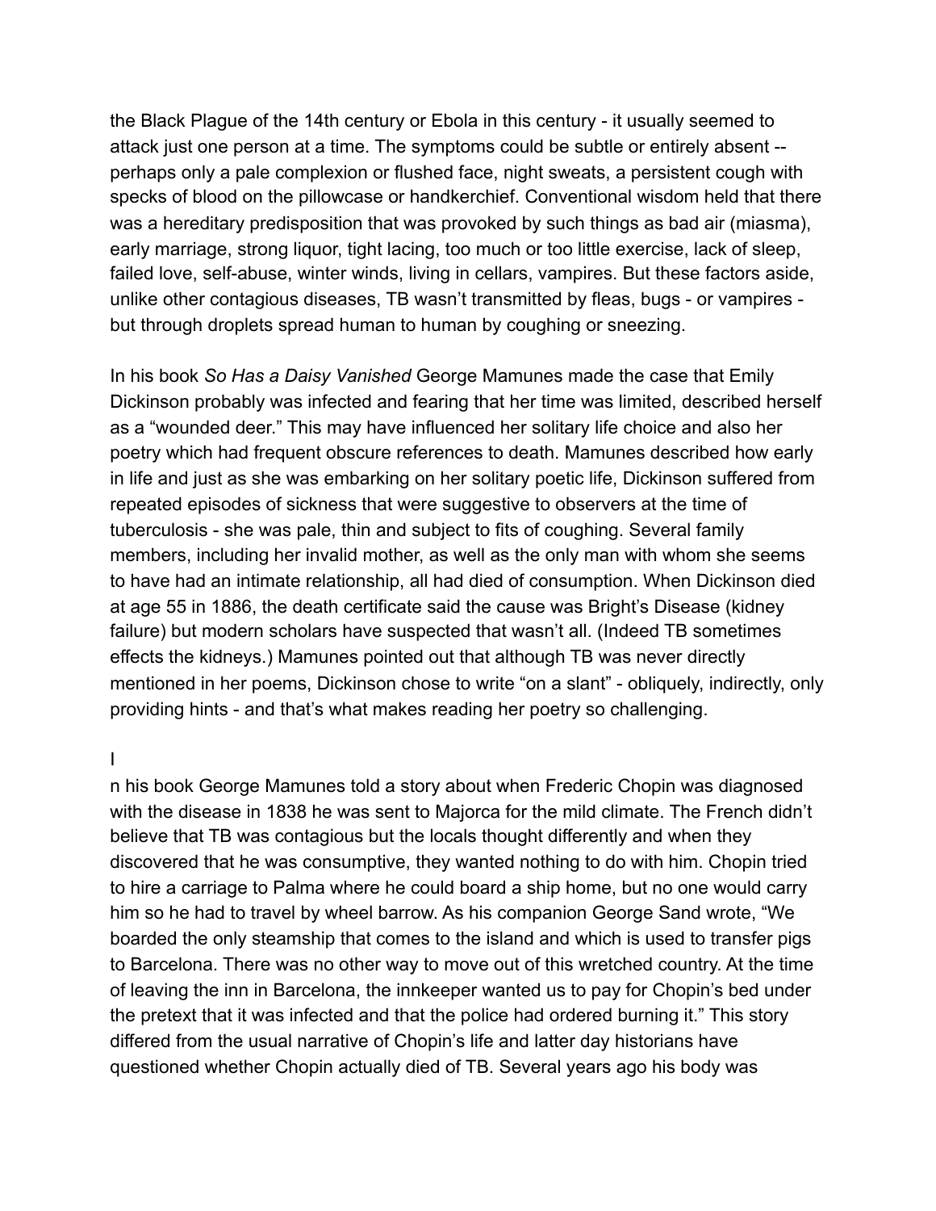the Black Plague of the 14th century or Ebola in this century - it usually seemed to attack just one person at a time. The symptoms could be subtle or entirely absent -- perhaps only a pale complexion or flushed face, night sweats, a persistent cough with specks of blood on the pillowcase or handkerchief. Conventional wisdom held that there was a hereditary predisposition that was provoked by such things as bad air (miasma), early marriage, strong liquor, tight lacing, too much or too little exercise, lack of sleep, failed love, self-abuse, winter winds, living in cellars, vampires. But these factors aside, unlike other contagious diseases, TB wasn't transmitted by fleas, bugs - or vampires - but through droplets spread human to human by coughing or sneezing.

In his book *So Has a Daisy Vanished* George Mamunes made the case that Emily Dickinson probably was infected and fearing that her time was limited, described herself as a "wounded deer." This may have influenced her solitary life choice and also her poetry which had frequent obscure references to death. Mamunes described how early in life and just as she was embarking on her solitary poetic life, Dickinson suffered from repeated episodes of sickness that were suggestive to observers at the time of tuberculosis - she was pale, thin and subject to fits of coughing. Several family members, including her invalid mother, as well as the only man with whom she seems to have had an intimate relationship, all had died of consumption. When Dickinson died at age 55 in 1886, the death certificate said the cause was Bright's Disease (kidney failure) but modern scholars have suspected that wasn't all. (Indeed TB sometimes effects the kidneys.) Mamunes pointed out that although TB was never directly mentioned in her poems, Dickinson chose to write "on a slant" - obliquely, indirectly, only providing hints - and that's what makes reading her poetry so challenging.

I
n his book George Mamunes told a story about when Frederic Chopin was diagnosed with the disease in 1838 he was sent to Majorca for the mild climate. The French didn't believe that TB was contagious but the locals thought differently and when they discovered that he was consumptive, they wanted nothing to do with him. Chopin tried to hire a carriage to Palma where he could board a ship home, but no one would carry him so he had to travel by wheel barrow. As his companion George Sand wrote, "We boarded the only steamship that comes to the island and which is used to transfer pigs to Barcelona. There was no other way to move out of this wretched country. At the time of leaving the inn in Barcelona, the innkeeper wanted us to pay for Chopin's bed under the pretext that it was infected and that the police had ordered burning it." This story differed from the usual narrative of Chopin's life and latter day historians have questioned whether Chopin actually died of TB. Several years ago his body was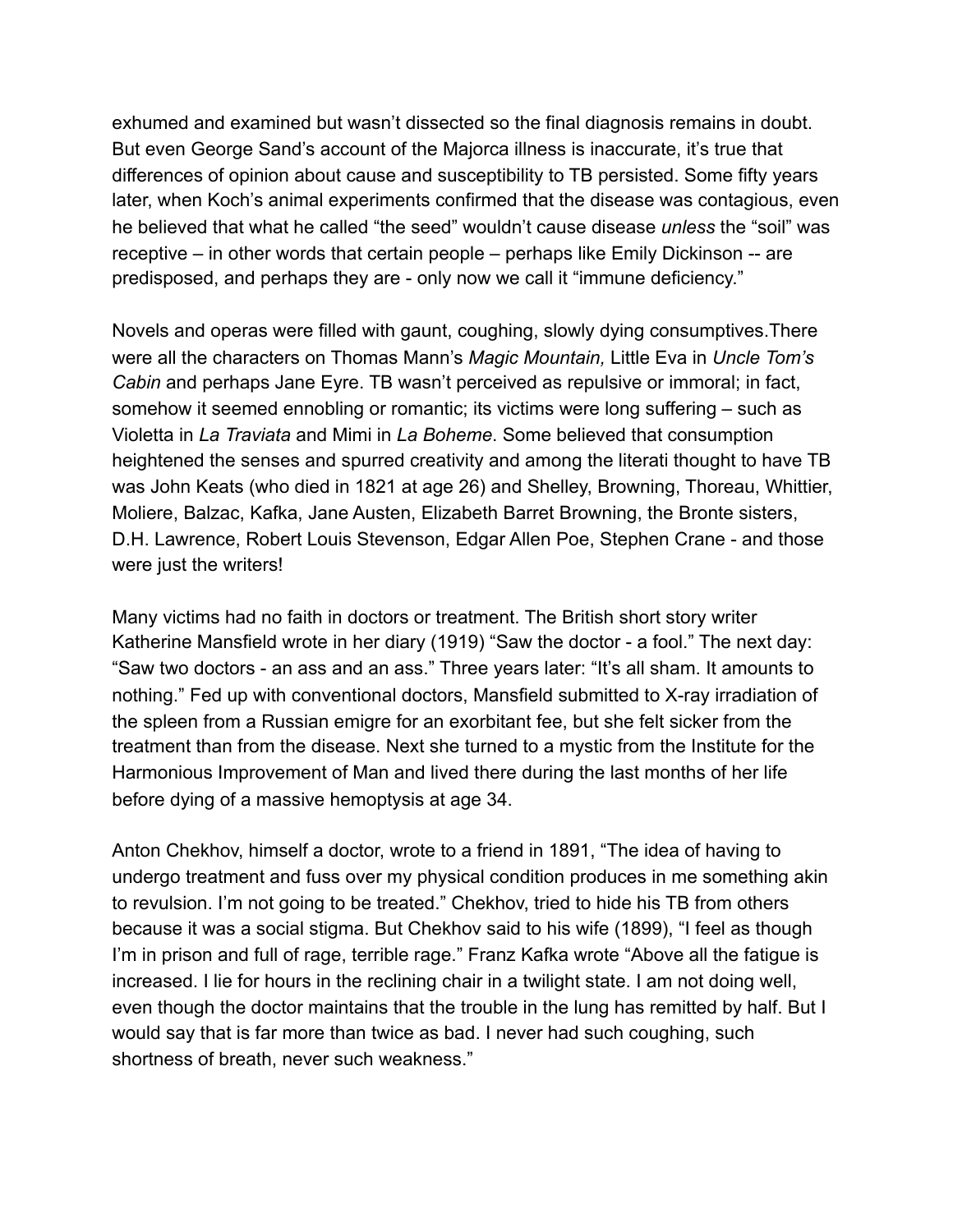exhumed and examined but wasn't dissected so the final diagnosis remains in doubt. But even George Sand's account of the Majorca illness is inaccurate, it's true that differences of opinion about cause and susceptibility to TB persisted. Some fifty years later, when Koch's animal experiments confirmed that the disease was contagious, even he believed that what he called "the seed" wouldn't cause disease *unless* the "soil" was receptive – in other words that certain people – perhaps like Emily Dickinson -- are predisposed, and perhaps they are - only now we call it "immune deficiency."

Novels and operas were filled with gaunt, coughing, slowly dying consumptives.There were all the characters on Thomas Mann's *Magic Mountain,* Little Eva in *Uncle Tom's Cabin* and perhaps Jane Eyre. TB wasn't perceived as repulsive or immoral; in fact, somehow it seemed ennobling or romantic; its victims were long suffering – such as Violetta in *La Traviata* and Mimi in *La Boheme*. Some believed that consumption heightened the senses and spurred creativity and among the literati thought to have TB was John Keats (who died in 1821 at age 26) and Shelley, Browning, Thoreau, Whittier, Moliere, Balzac, Kafka, Jane Austen, Elizabeth Barret Browning, the Bronte sisters, D.H. Lawrence, Robert Louis Stevenson, Edgar Allen Poe, Stephen Crane - and those were just the writers!

Many victims had no faith in doctors or treatment. The British short story writer Katherine Mansfield wrote in her diary (1919) "Saw the doctor - a fool." The next day: "Saw two doctors - an ass and an ass." Three years later: "It's all sham. It amounts to nothing." Fed up with conventional doctors, Mansfield submitted to X-ray irradiation of the spleen from a Russian emigre for an exorbitant fee, but she felt sicker from the treatment than from the disease. Next she turned to a mystic from the Institute for the Harmonious Improvement of Man and lived there during the last months of her life before dying of a massive hemoptysis at age 34.

Anton Chekhov, himself a doctor, wrote to a friend in 1891, "The idea of having to undergo treatment and fuss over my physical condition produces in me something akin to revulsion. I'm not going to be treated." Chekhov, tried to hide his TB from others because it was a social stigma. But Chekhov said to his wife (1899), "I feel as though I'm in prison and full of rage, terrible rage." Franz Kafka wrote "Above all the fatigue is increased. I lie for hours in the reclining chair in a twilight state. I am not doing well, even though the doctor maintains that the trouble in the lung has remitted by half. But I would say that is far more than twice as bad. I never had such coughing, such shortness of breath, never such weakness."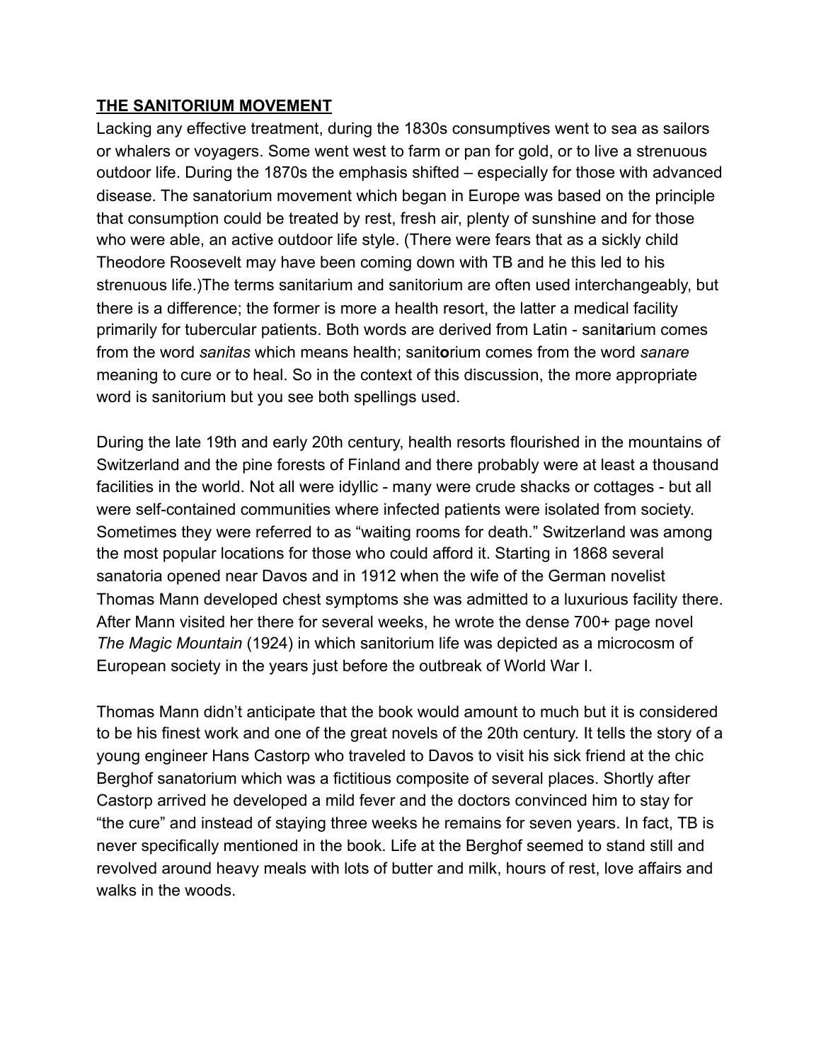## **THE SANITORIUM MOVEMENT**

Lacking any effective treatment, during the 1830s consumptives went to sea as sailors or whalers or voyagers. Some went west to farm or pan for gold, or to live a strenuous outdoor life. During the 1870s the emphasis shifted – especially for those with advanced disease. The sanatorium movement which began in Europe was based on the principle that consumption could be treated by rest, fresh air, plenty of sunshine and for those who were able, an active outdoor life style. (There were fears that as a sickly child Theodore Roosevelt may have been coming down with TB and he this led to his strenuous life.)The terms sanitarium and sanitorium are often used interchangeably, but there is a difference; the former is more a health resort, the latter a medical facility primarily for tubercular patients. Both words are derived from Latin - sanit**a**rium comes from the word *sanitas* which means health; sanit**o**rium comes from the word *sanare* meaning to cure or to heal. So in the context of this discussion, the more appropriate word is sanitorium but you see both spellings used.

During the late 19th and early 20th century, health resorts flourished in the mountains of Switzerland and the pine forests of Finland and there probably were at least a thousand facilities in the world. Not all were idyllic - many were crude shacks or cottages - but all were self-contained communities where infected patients were isolated from society. Sometimes they were referred to as “waiting rooms for death.” Switzerland was among the most popular locations for those who could afford it. Starting in 1868 several sanatoria opened near Davos and in 1912 when the wife of the German novelist Thomas Mann developed chest symptoms she was admitted to a luxurious facility there. After Mann visited her there for several weeks, he wrote the dense 700+ page novel *The Magic Mountain* (1924) in which sanitorium life was depicted as a microcosm of European society in the years just before the outbreak of World War I.

Thomas Mann didn’t anticipate that the book would amount to much but it is considered to be his finest work and one of the great novels of the 20th century. It tells the story of a young engineer Hans Castorp who traveled to Davos to visit his sick friend at the chic Berghof sanatorium which was a fictitious composite of several places. Shortly after Castorp arrived he developed a mild fever and the doctors convinced him to stay for “the cure” and instead of staying three weeks he remains for seven years. In fact, TB is never specifically mentioned in the book. Life at the Berghof seemed to stand still and revolved around heavy meals with lots of butter and milk, hours of rest, love affairs and walks in the woods.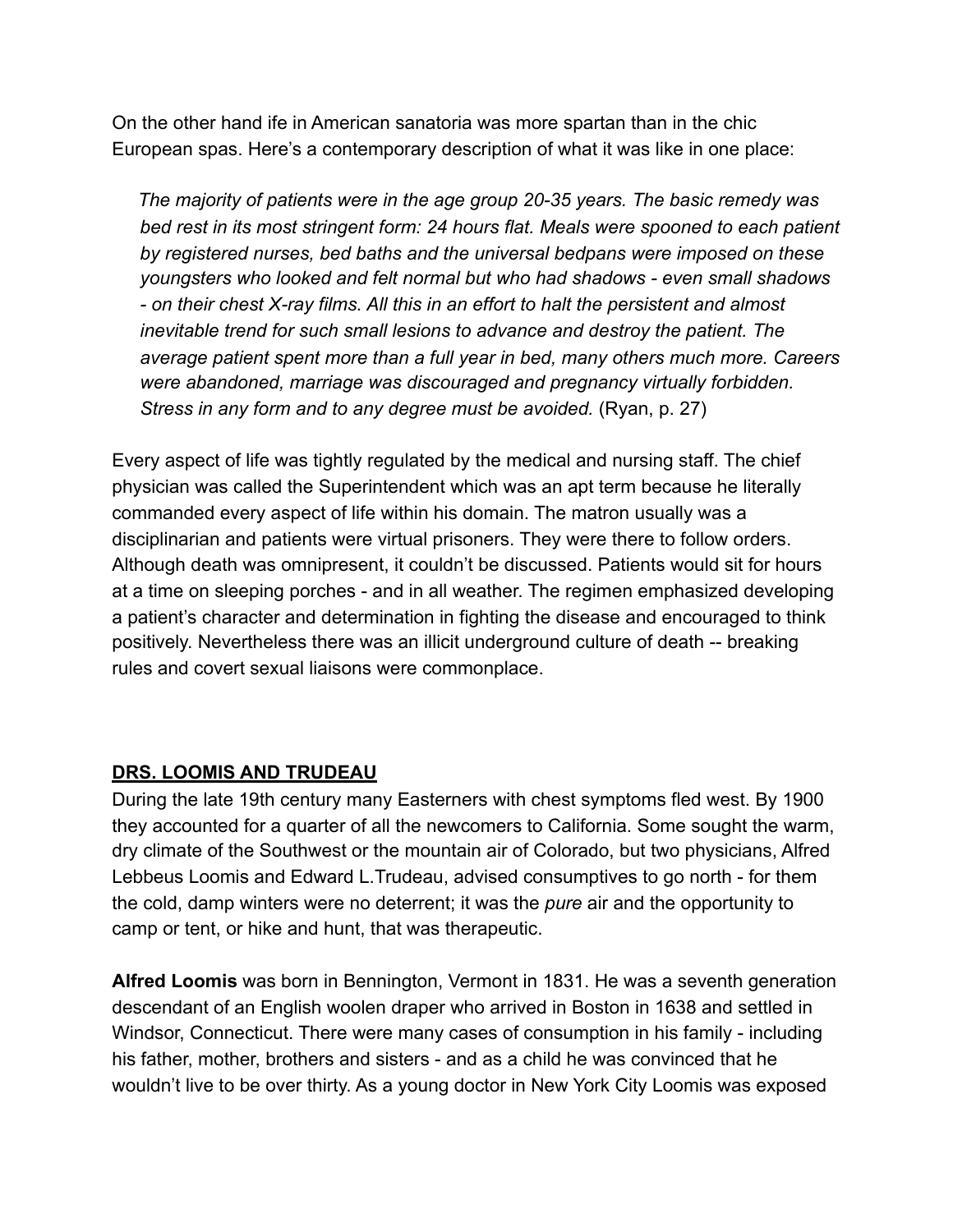On the other hand ife in American sanatoria was more spartan than in the chic European spas. Here's a contemporary description of what it was like in one place:

> *The majority of patients were in the age group 20-35 years. The basic remedy was bed rest in its most stringent form: 24 hours flat. Meals were spooned to each patient by registered nurses, bed baths and the universal bedpans were imposed on these youngsters who looked and felt normal but who had shadows - even small shadows - on their chest X-ray films. All this in an effort to halt the persistent and almost inevitable trend for such small lesions to advance and destroy the patient. The average patient spent more than a full year in bed, many others much more. Careers were abandoned, marriage was discouraged and pregnancy virtually forbidden. Stress in any form and to any degree must be avoided.* (Ryan, p. 27)

Every aspect of life was tightly regulated by the medical and nursing staff. The chief physician was called the Superintendent which was an apt term because he literally commanded every aspect of life within his domain. The matron usually was a disciplinarian and patients were virtual prisoners. They were there to follow orders. Although death was omnipresent, it couldn't be discussed. Patients would sit for hours at a time on sleeping porches - and in all weather. The regimen emphasized developing a patient's character and determination in fighting the disease and encouraged to think positively. Nevertheless there was an illicit underground culture of death -- breaking rules and covert sexual liaisons were commonplace.

## DRS. LOOMIS AND TRUDEAU

During the late 19th century many Easterners with chest symptoms fled west. By 1900 they accounted for a quarter of all the newcomers to California. Some sought the warm, dry climate of the Southwest or the mountain air of Colorado, but two physicians, Alfred Lebbeus Loomis and Edward L.Trudeau, advised consumptives to go north - for them the cold, damp winters were no deterrent; it was the *pure* air and the opportunity to camp or tent, or hike and hunt, that was therapeutic.

**Alfred Loomis** was born in Bennington, Vermont in 1831. He was a seventh generation descendant of an English woolen draper who arrived in Boston in 1638 and settled in Windsor, Connecticut. There were many cases of consumption in his family - including his father, mother, brothers and sisters - and as a child he was convinced that he wouldn't live to be over thirty. As a young doctor in New York City Loomis was exposed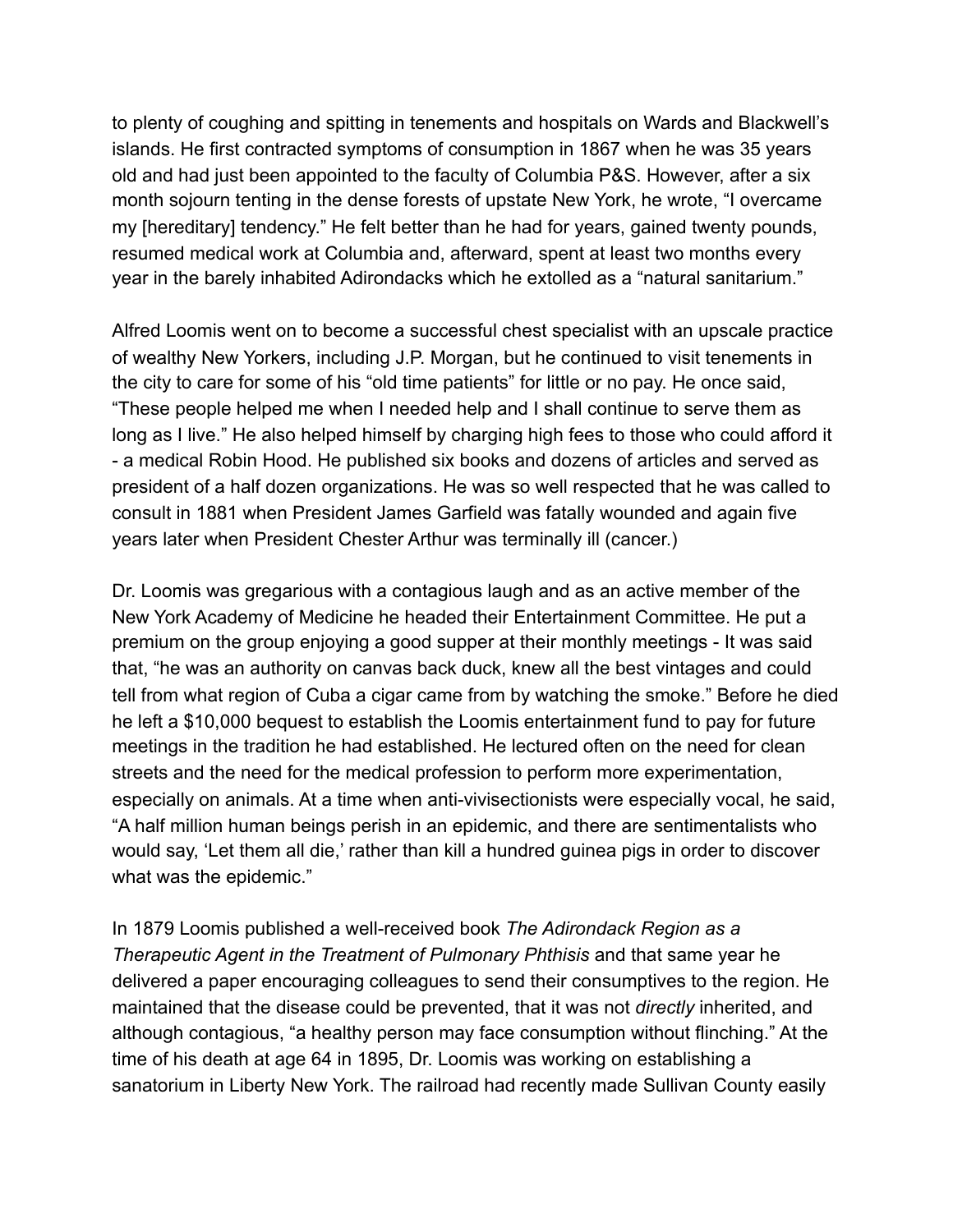to plenty of coughing and spitting in tenements and hospitals on Wards and Blackwell's islands. He first contracted symptoms of consumption in 1867 when he was 35 years old and had just been appointed to the faculty of Columbia P&S. However, after a six month sojourn tenting in the dense forests of upstate New York, he wrote, "I overcame my [hereditary] tendency." He felt better than he had for years, gained twenty pounds, resumed medical work at Columbia and, afterward, spent at least two months every year in the barely inhabited Adirondacks which he extolled as a "natural sanitarium."

Alfred Loomis went on to become a successful chest specialist with an upscale practice of wealthy New Yorkers, including J.P. Morgan, but he continued to visit tenements in the city to care for some of his "old time patients" for little or no pay. He once said, "These people helped me when I needed help and I shall continue to serve them as long as I live." He also helped himself by charging high fees to those who could afford it - a medical Robin Hood. He published six books and dozens of articles and served as president of a half dozen organizations. He was so well respected that he was called to consult in 1881 when President James Garfield was fatally wounded and again five years later when President Chester Arthur was terminally ill (cancer.)

Dr. Loomis was gregarious with a contagious laugh and as an active member of the New York Academy of Medicine he headed their Entertainment Committee. He put a premium on the group enjoying a good supper at their monthly meetings - It was said that, "he was an authority on canvas back duck, knew all the best vintages and could tell from what region of Cuba a cigar came from by watching the smoke." Before he died he left a $10,000 bequest to establish the Loomis entertainment fund to pay for future meetings in the tradition he had established. He lectured often on the need for clean streets and the need for the medical profession to perform more experimentation, especially on animals. At a time when anti-vivisectionists were especially vocal, he said, "A half million human beings perish in an epidemic, and there are sentimentalists who would say, 'Let them all die,' rather than kill a hundred guinea pigs in order to discover what was the epidemic."

In 1879 Loomis published a well-received book *The Adirondack Region as a Therapeutic Agent in the Treatment of Pulmonary Phthisis* and that same year he delivered a paper encouraging colleagues to send their consumptives to the region. He maintained that the disease could be prevented, that it was not *directly* inherited, and although contagious, "a healthy person may face consumption without flinching." At the time of his death at age 64 in 1895, Dr. Loomis was working on establishing a sanatorium in Liberty New York. The railroad had recently made Sullivan County easily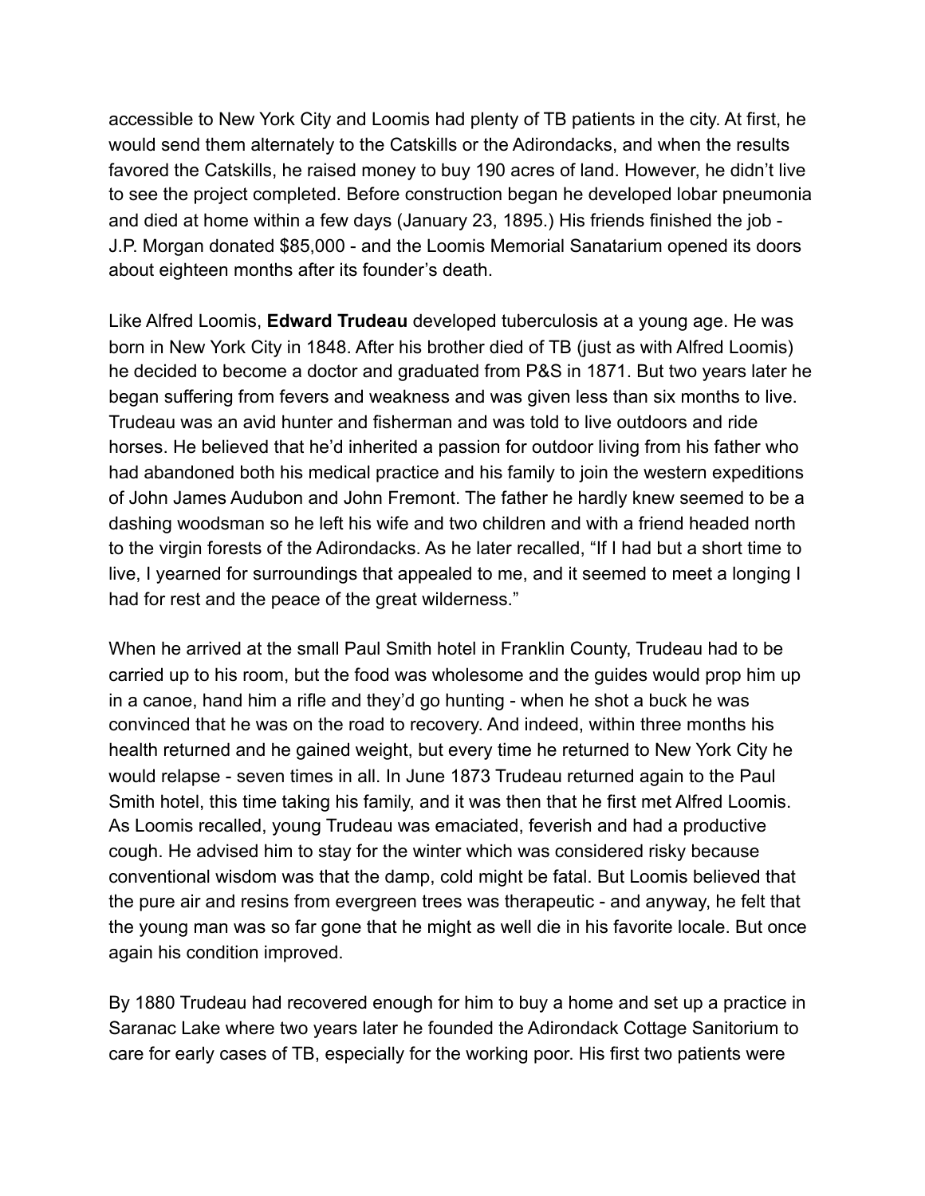accessible to New York City and Loomis had plenty of TB patients in the city. At first, he would send them alternately to the Catskills or the Adirondacks, and when the results favored the Catskills, he raised money to buy 190 acres of land. However, he didn't live to see the project completed. Before construction began he developed lobar pneumonia and died at home within a few days (January 23, 1895.) His friends finished the job - J.P. Morgan donated $85,000 - and the Loomis Memorial Sanatarium opened its doors about eighteen months after its founder's death.

Like Alfred Loomis, **Edward Trudeau** developed tuberculosis at a young age. He was born in New York City in 1848. After his brother died of TB (just as with Alfred Loomis) he decided to become a doctor and graduated from P&S in 1871. But two years later he began suffering from fevers and weakness and was given less than six months to live. Trudeau was an avid hunter and fisherman and was told to live outdoors and ride horses. He believed that he'd inherited a passion for outdoor living from his father who had abandoned both his medical practice and his family to join the western expeditions of John James Audubon and John Fremont. The father he hardly knew seemed to be a dashing woodsman so he left his wife and two children and with a friend headed north to the virgin forests of the Adirondacks. As he later recalled, "If I had but a short time to live, I yearned for surroundings that appealed to me, and it seemed to meet a longing I had for rest and the peace of the great wilderness."

When he arrived at the small Paul Smith hotel in Franklin County, Trudeau had to be carried up to his room, but the food was wholesome and the guides would prop him up in a canoe, hand him a rifle and they'd go hunting - when he shot a buck he was convinced that he was on the road to recovery. And indeed, within three months his health returned and he gained weight, but every time he returned to New York City he would relapse - seven times in all. In June 1873 Trudeau returned again to the Paul Smith hotel, this time taking his family, and it was then that he first met Alfred Loomis. As Loomis recalled, young Trudeau was emaciated, feverish and had a productive cough. He advised him to stay for the winter which was considered risky because conventional wisdom was that the damp, cold might be fatal. But Loomis believed that the pure air and resins from evergreen trees was therapeutic - and anyway, he felt that the young man was so far gone that he might as well die in his favorite locale. But once again his condition improved.

By 1880 Trudeau had recovered enough for him to buy a home and set up a practice in Saranac Lake where two years later he founded the Adirondack Cottage Sanitorium to care for early cases of TB, especially for the working poor. His first two patients were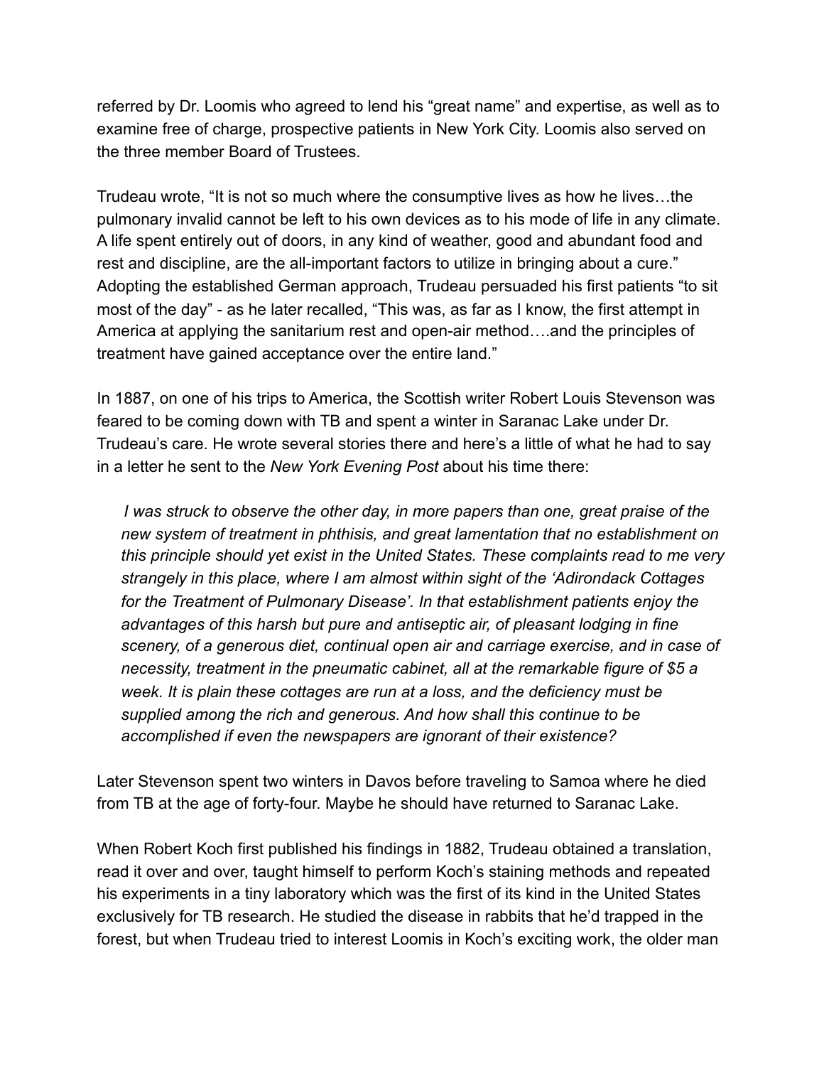referred by Dr. Loomis who agreed to lend his “great name” and expertise, as well as to examine free of charge, prospective patients in New York City. Loomis also served on the three member Board of Trustees.

Trudeau wrote, “It is not so much where the consumptive lives as how he lives…the pulmonary invalid cannot be left to his own devices as to his mode of life in any climate. A life spent entirely out of doors, in any kind of weather, good and abundant food and rest and discipline, are the all-important factors to utilize in bringing about a cure.” Adopting the established German approach, Trudeau persuaded his first patients “to sit most of the day” - as he later recalled, “This was, as far as I know, the first attempt in America at applying the sanitarium rest and open-air method….and the principles of treatment have gained acceptance over the entire land.”

In 1887, on one of his trips to America, the Scottish writer Robert Louis Stevenson was feared to be coming down with TB and spent a winter in Saranac Lake under Dr. Trudeau’s care. He wrote several stories there and here’s a little of what he had to say in a letter he sent to the *New York Evening Post* about his time there:

> *I was struck to observe the other day, in more papers than one, great praise of the new system of treatment in phthisis, and great lamentation that no establishment on this principle should yet exist in the United States. These complaints read to me very strangely in this place, where I am almost within sight of the ‘Adirondack Cottages for the Treatment of Pulmonary Disease’. In that establishment patients enjoy the advantages of this harsh but pure and antiseptic air, of pleasant lodging in fine scenery, of a generous diet, continual open air and carriage exercise, and in case of necessity, treatment in the pneumatic cabinet, all at the remarkable figure of $5 a week. It is plain these cottages are run at a loss, and the deficiency must be supplied among the rich and generous. And how shall this continue to be accomplished if even the newspapers are ignorant of their existence?*

Later Stevenson spent two winters in Davos before traveling to Samoa where he died from TB at the age of forty-four. Maybe he should have returned to Saranac Lake.

When Robert Koch first published his findings in 1882, Trudeau obtained a translation, read it over and over, taught himself to perform Koch’s staining methods and repeated his experiments in a tiny laboratory which was the first of its kind in the United States exclusively for TB research. He studied the disease in rabbits that he’d trapped in the forest, but when Trudeau tried to interest Loomis in Koch’s exciting work, the older man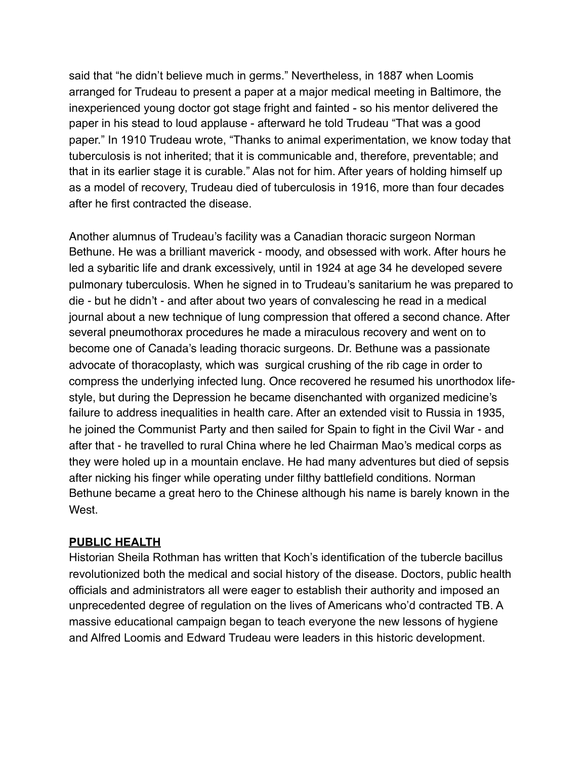said that "he didn't believe much in germs." Nevertheless, in 1887 when Loomis arranged for Trudeau to present a paper at a major medical meeting in Baltimore, the inexperienced young doctor got stage fright and fainted - so his mentor delivered the paper in his stead to loud applause - afterward he told Trudeau "That was a good paper." In 1910 Trudeau wrote, "Thanks to animal experimentation, we know today that tuberculosis is not inherited; that it is communicable and, therefore, preventable; and that in its earlier stage it is curable." Alas not for him. After years of holding himself up as a model of recovery, Trudeau died of tuberculosis in 1916, more than four decades after he first contracted the disease.

Another alumnus of Trudeau's facility was a Canadian thoracic surgeon Norman Bethune. He was a brilliant maverick - moody, and obsessed with work. After hours he led a sybaritic life and drank excessively, until in 1924 at age 34 he developed severe pulmonary tuberculosis. When he signed in to Trudeau's sanitarium he was prepared to die - but he didn't - and after about two years of convalescing he read in a medical journal about a new technique of lung compression that offered a second chance. After several pneumothorax procedures he made a miraculous recovery and went on to become one of Canada's leading thoracic surgeons. Dr. Bethune was a passionate advocate of thoracoplasty, which was surgical crushing of the rib cage in order to compress the underlying infected lung. Once recovered he resumed his unorthodox life-style, but during the Depression he became disenchanted with organized medicine's failure to address inequalities in health care. After an extended visit to Russia in 1935, he joined the Communist Party and then sailed for Spain to fight in the Civil War - and after that - he travelled to rural China where he led Chairman Mao's medical corps as they were holed up in a mountain enclave. He had many adventures but died of sepsis after nicking his finger while operating under filthy battlefield conditions. Norman Bethune became a great hero to the Chinese although his name is barely known in the West.

## PUBLIC HEALTH

Historian Sheila Rothman has written that Koch's identification of the tubercle bacillus revolutionized both the medical and social history of the disease. Doctors, public health officials and administrators all were eager to establish their authority and imposed an unprecedented degree of regulation on the lives of Americans who'd contracted TB. A massive educational campaign began to teach everyone the new lessons of hygiene and Alfred Loomis and Edward Trudeau were leaders in this historic development.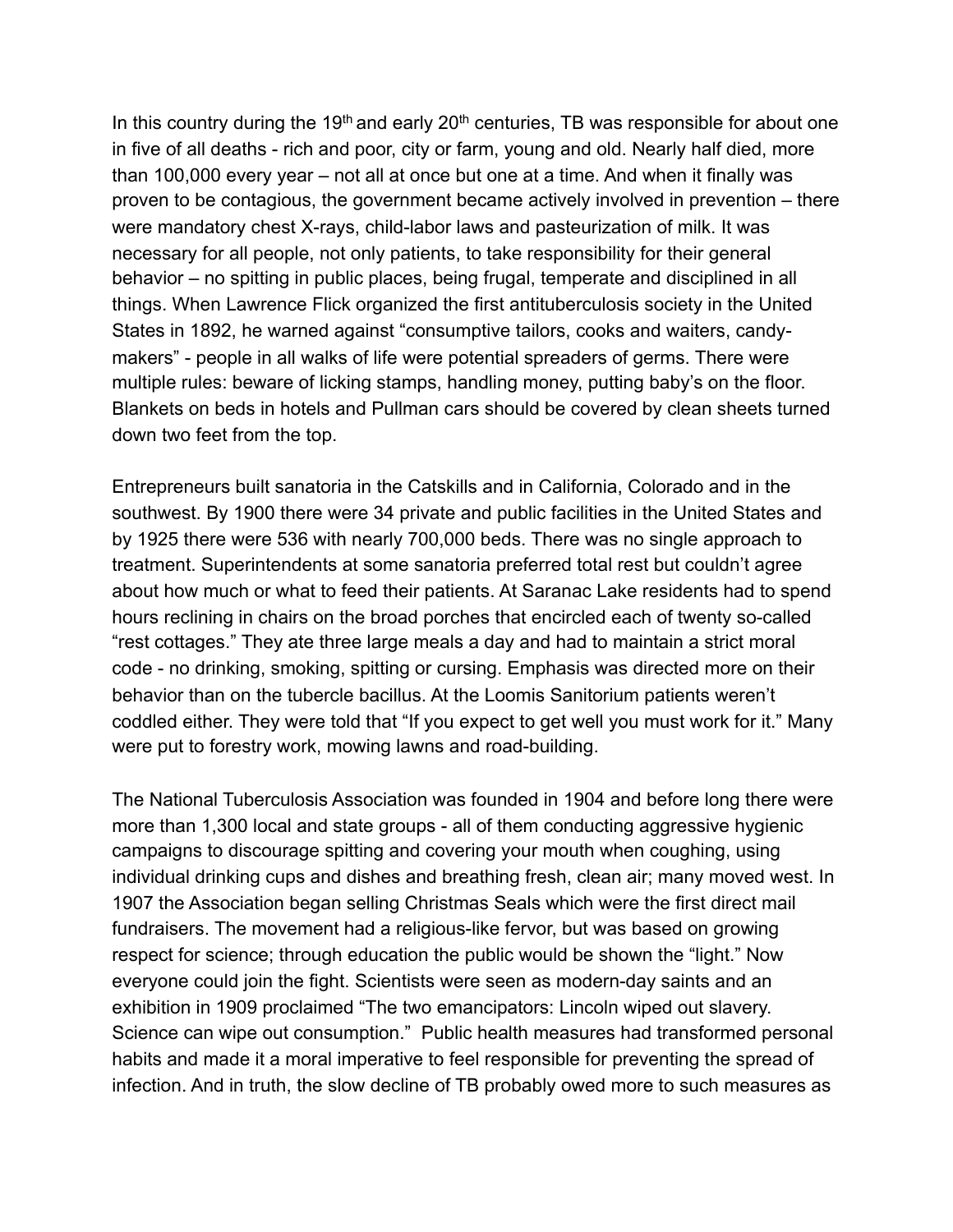In this country during the 19th and early 20th centuries, TB was responsible for about one in five of all deaths - rich and poor, city or farm, young and old. Nearly half died, more than 100,000 every year – not all at once but one at a time. And when it finally was proven to be contagious, the government became actively involved in prevention – there were mandatory chest X-rays, child-labor laws and pasteurization of milk. It was necessary for all people, not only patients, to take responsibility for their general behavior – no spitting in public places, being frugal, temperate and disciplined in all things. When Lawrence Flick organized the first antituberculosis society in the United States in 1892, he warned against "consumptive tailors, cooks and waiters, candy-makers" - people in all walks of life were potential spreaders of germs. There were multiple rules: beware of licking stamps, handling money, putting baby's on the floor. Blankets on beds in hotels and Pullman cars should be covered by clean sheets turned down two feet from the top.

Entrepreneurs built sanatoria in the Catskills and in California, Colorado and in the southwest. By 1900 there were 34 private and public facilities in the United States and by 1925 there were 536 with nearly 700,000 beds. There was no single approach to treatment. Superintendents at some sanatoria preferred total rest but couldn't agree about how much or what to feed their patients. At Saranac Lake residents had to spend hours reclining in chairs on the broad porches that encircled each of twenty so-called "rest cottages." They ate three large meals a day and had to maintain a strict moral code - no drinking, smoking, spitting or cursing. Emphasis was directed more on their behavior than on the tubercle bacillus. At the Loomis Sanitorium patients weren't coddled either. They were told that "If you expect to get well you must work for it." Many were put to forestry work, mowing lawns and road-building.

The National Tuberculosis Association was founded in 1904 and before long there were more than 1,300 local and state groups - all of them conducting aggressive hygienic campaigns to discourage spitting and covering your mouth when coughing, using individual drinking cups and dishes and breathing fresh, clean air; many moved west. In 1907 the Association began selling Christmas Seals which were the first direct mail fundraisers. The movement had a religious-like fervor, but was based on growing respect for science; through education the public would be shown the "light." Now everyone could join the fight. Scientists were seen as modern-day saints and an exhibition in 1909 proclaimed "The two emancipators: Lincoln wiped out slavery. Science can wipe out consumption." Public health measures had transformed personal habits and made it a moral imperative to feel responsible for preventing the spread of infection. And in truth, the slow decline of TB probably owed more to such measures as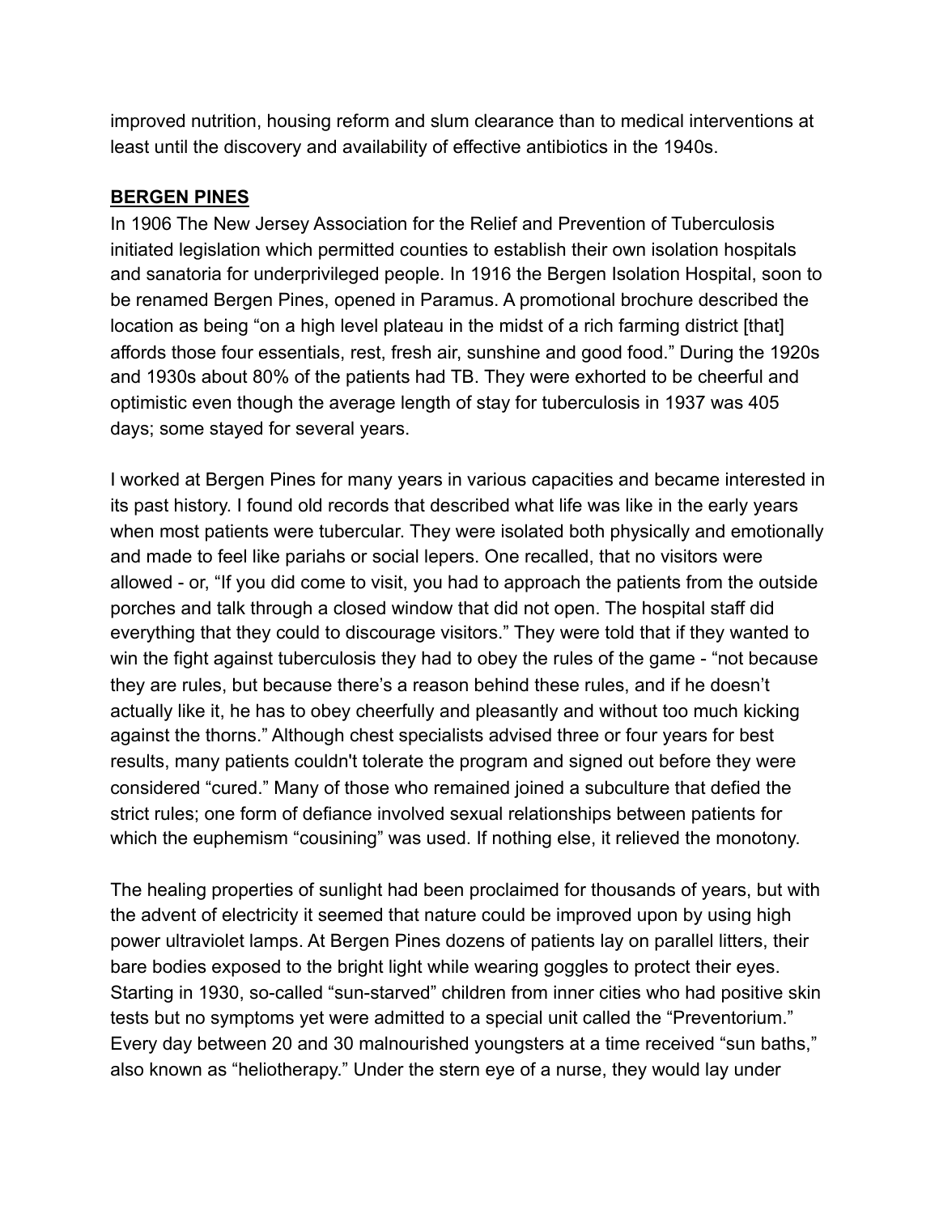improved nutrition, housing reform and slum clearance than to medical interventions at least until the discovery and availability of effective antibiotics in the 1940s.

## BERGEN PINES

In 1906 The New Jersey Association for the Relief and Prevention of Tuberculosis initiated legislation which permitted counties to establish their own isolation hospitals and sanatoria for underprivileged people. In 1916 the Bergen Isolation Hospital, soon to be renamed Bergen Pines, opened in Paramus. A promotional brochure described the location as being "on a high level plateau in the midst of a rich farming district [that] affords those four essentials, rest, fresh air, sunshine and good food." During the 1920s and 1930s about 80% of the patients had TB. They were exhorted to be cheerful and optimistic even though the average length of stay for tuberculosis in 1937 was 405 days; some stayed for several years.

I worked at Bergen Pines for many years in various capacities and became interested in its past history. I found old records that described what life was like in the early years when most patients were tubercular. They were isolated both physically and emotionally and made to feel like pariahs or social lepers. One recalled, that no visitors were allowed - or, "If you did come to visit, you had to approach the patients from the outside porches and talk through a closed window that did not open. The hospital staff did everything that they could to discourage visitors." They were told that if they wanted to win the fight against tuberculosis they had to obey the rules of the game - "not because they are rules, but because there's a reason behind these rules, and if he doesn't actually like it, he has to obey cheerfully and pleasantly and without too much kicking against the thorns." Although chest specialists advised three or four years for best results, many patients couldn't tolerate the program and signed out before they were considered "cured." Many of those who remained joined a subculture that defied the strict rules; one form of defiance involved sexual relationships between patients for which the euphemism "cousining" was used. If nothing else, it relieved the monotony.

The healing properties of sunlight had been proclaimed for thousands of years, but with the advent of electricity it seemed that nature could be improved upon by using high power ultraviolet lamps. At Bergen Pines dozens of patients lay on parallel litters, their bare bodies exposed to the bright light while wearing goggles to protect their eyes. Starting in 1930, so-called "sun-starved" children from inner cities who had positive skin tests but no symptoms yet were admitted to a special unit called the "Preventorium." Every day between 20 and 30 malnourished youngsters at a time received "sun baths," also known as "heliotherapy." Under the stern eye of a nurse, they would lay under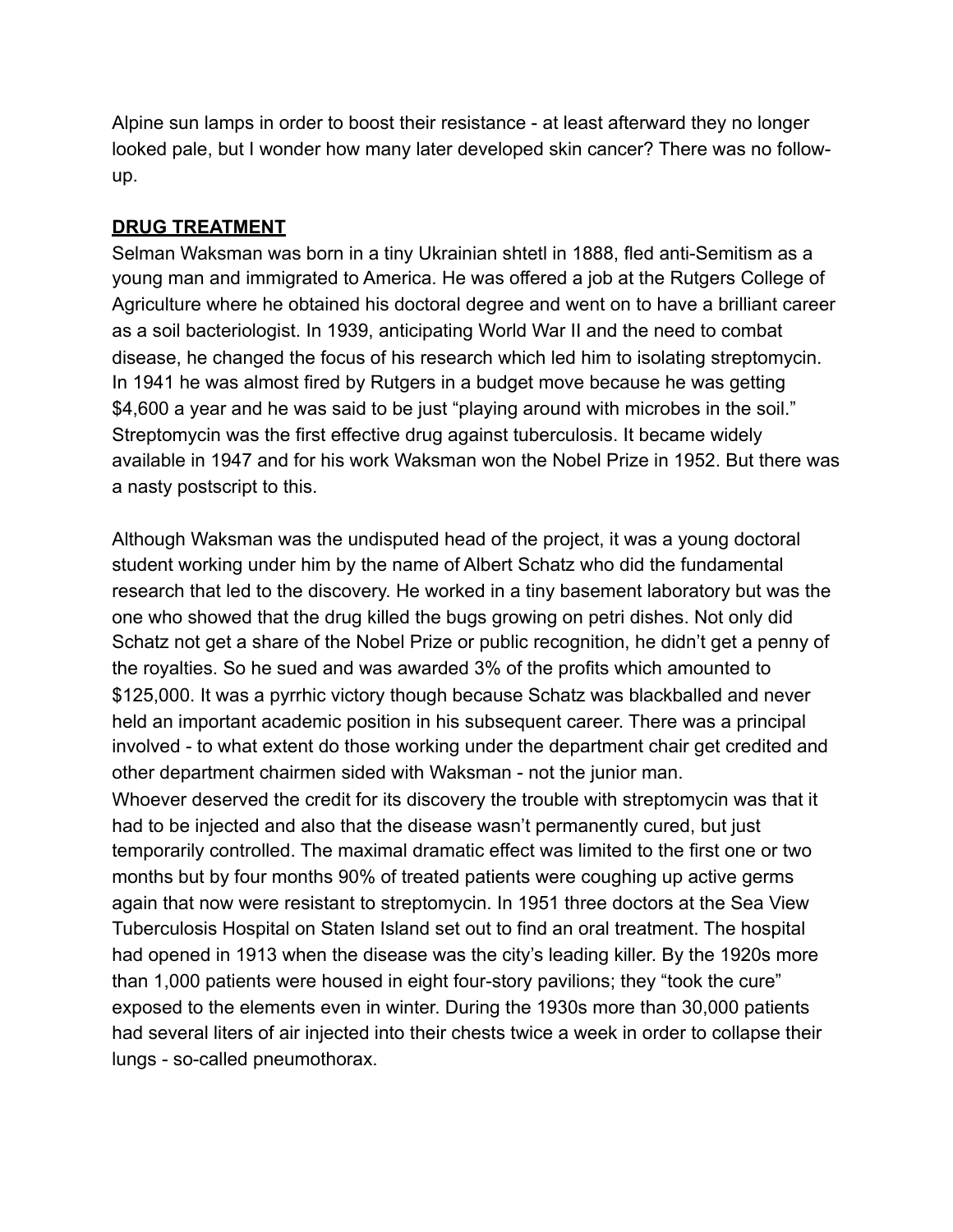Alpine sun lamps in order to boost their resistance - at least afterward they no longer looked pale, but I wonder how many later developed skin cancer? There was no follow-up.

**DRUG TREATMENT**

Selman Waksman was born in a tiny Ukrainian shtetl in 1888, fled anti-Semitism as a young man and immigrated to America. He was offered a job at the Rutgers College of Agriculture where he obtained his doctoral degree and went on to have a brilliant career as a soil bacteriologist. In 1939, anticipating World War II and the need to combat disease, he changed the focus of his research which led him to isolating streptomycin. In 1941 he was almost fired by Rutgers in a budget move because he was getting $4,600 a year and he was said to be just "playing around with microbes in the soil." Streptomycin was the first effective drug against tuberculosis. It became widely available in 1947 and for his work Waksman won the Nobel Prize in 1952. But there was a nasty postscript to this.

Although Waksman was the undisputed head of the project, it was a young doctoral student working under him by the name of Albert Schatz who did the fundamental research that led to the discovery. He worked in a tiny basement laboratory but was the one who showed that the drug killed the bugs growing on petri dishes. Not only did Schatz not get a share of the Nobel Prize or public recognition, he didn't get a penny of the royalties. So he sued and was awarded 3% of the profits which amounted to $125,000. It was a pyrrhic victory though because Schatz was blackballed and never held an important academic position in his subsequent career. There was a principal involved - to what extent do those working under the department chair get credited and other department chairmen sided with Waksman - not the junior man.

Whoever deserved the credit for its discovery the trouble with streptomycin was that it had to be injected and also that the disease wasn't permanently cured, but just temporarily controlled. The maximal dramatic effect was limited to the first one or two months but by four months 90% of treated patients were coughing up active germs again that now were resistant to streptomycin. In 1951 three doctors at the Sea View Tuberculosis Hospital on Staten Island set out to find an oral treatment. The hospital had opened in 1913 when the disease was the city's leading killer. By the 1920s more than 1,000 patients were housed in eight four-story pavilions; they "took the cure" exposed to the elements even in winter. During the 1930s more than 30,000 patients had several liters of air injected into their chests twice a week in order to collapse their lungs - so-called pneumothorax.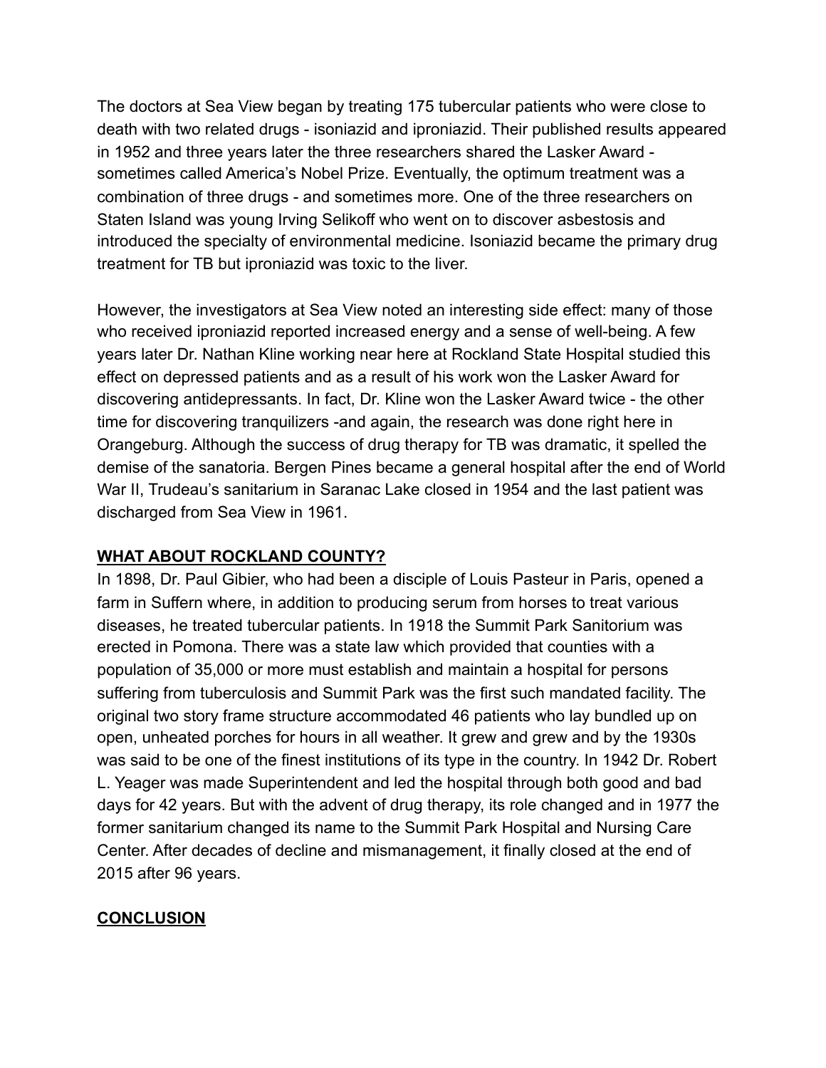The doctors at Sea View began by treating 175 tubercular patients who were close to death with two related drugs - isoniazid and iproniazid. Their published results appeared in 1952 and three years later the three researchers shared the Lasker Award - sometimes called America's Nobel Prize. Eventually, the optimum treatment was a combination of three drugs - and sometimes more. One of the three researchers on Staten Island was young Irving Selikoff who went on to discover asbestosis and introduced the specialty of environmental medicine. Isoniazid became the primary drug treatment for TB but iproniazid was toxic to the liver.

However, the investigators at Sea View noted an interesting side effect: many of those who received iproniazid reported increased energy and a sense of well-being. A few years later Dr. Nathan Kline working near here at Rockland State Hospital studied this effect on depressed patients and as a result of his work won the Lasker Award for discovering antidepressants. In fact, Dr. Kline won the Lasker Award twice - the other time for discovering tranquilizers -and again, the research was done right here in Orangeburg. Although the success of drug therapy for TB was dramatic, it spelled the demise of the sanatoria. Bergen Pines became a general hospital after the end of World War II, Trudeau's sanitarium in Saranac Lake closed in 1954 and the last patient was discharged from Sea View in 1961.

## WHAT ABOUT ROCKLAND COUNTY?

In 1898, Dr. Paul Gibier, who had been a disciple of Louis Pasteur in Paris, opened a farm in Suffern where, in addition to producing serum from horses to treat various diseases, he treated tubercular patients. In 1918 the Summit Park Sanitorium was erected in Pomona. There was a state law which provided that counties with a population of 35,000 or more must establish and maintain a hospital for persons suffering from tuberculosis and Summit Park was the first such mandated facility. The original two story frame structure accommodated 46 patients who lay bundled up on open, unheated porches for hours in all weather. It grew and grew and by the 1930s was said to be one of the finest institutions of its type in the country. In 1942 Dr. Robert L. Yeager was made Superintendent and led the hospital through both good and bad days for 42 years. But with the advent of drug therapy, its role changed and in 1977 the former sanitarium changed its name to the Summit Park Hospital and Nursing Care Center. After decades of decline and mismanagement, it finally closed at the end of 2015 after 96 years.

## CONCLUSION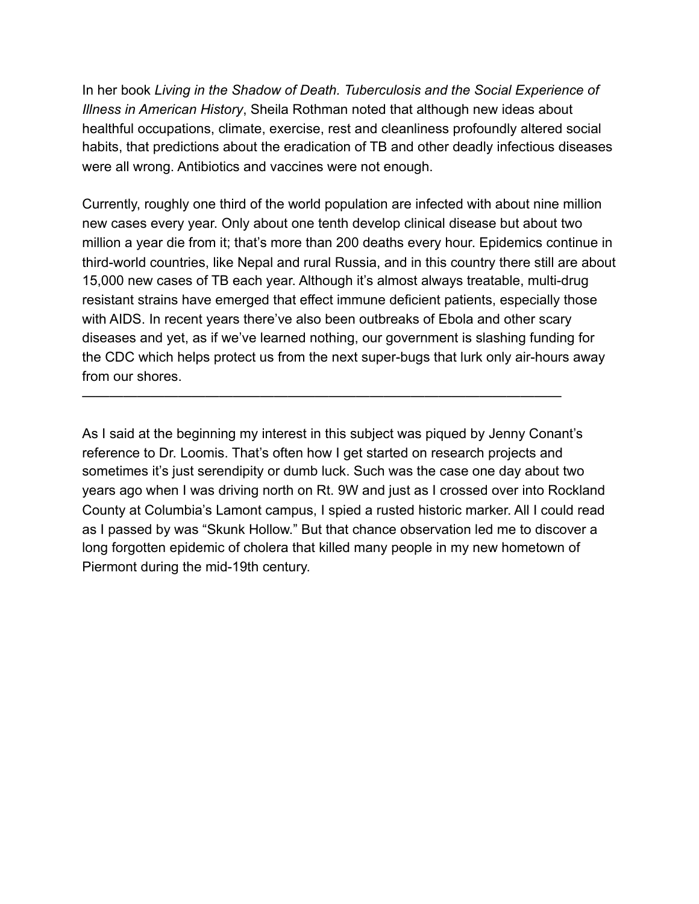In her book *Living in the Shadow of Death. Tuberculosis and the Social Experience of Illness in American History*, Sheila Rothman noted that although new ideas about healthful occupations, climate, exercise, rest and cleanliness profoundly altered social habits, that predictions about the eradication of TB and other deadly infectious diseases were all wrong. Antibiotics and vaccines were not enough.

Currently, roughly one third of the world population are infected with about nine million new cases every year. Only about one tenth develop clinical disease but about two million a year die from it; that's more than 200 deaths every hour. Epidemics continue in third-world countries, like Nepal and rural Russia, and in this country there still are about 15,000 new cases of TB each year. Although it's almost always treatable, multi-drug resistant strains have emerged that effect immune deficient patients, especially those with AIDS. In recent years there've also been outbreaks of Ebola and other scary diseases and yet, as if we've learned nothing, our government is slashing funding for the CDC which helps protect us from the next super-bugs that lurk only air-hours away from our shores.

---

As I said at the beginning my interest in this subject was piqued by Jenny Conant's reference to Dr. Loomis. That's often how I get started on research projects and sometimes it's just serendipity or dumb luck. Such was the case one day about two years ago when I was driving north on Rt. 9W and just as I crossed over into Rockland County at Columbia's Lamont campus, I spied a rusted historic marker. All I could read as I passed by was "Skunk Hollow." But that chance observation led me to discover a long forgotten epidemic of cholera that killed many people in my new hometown of Piermont during the mid-19th century.